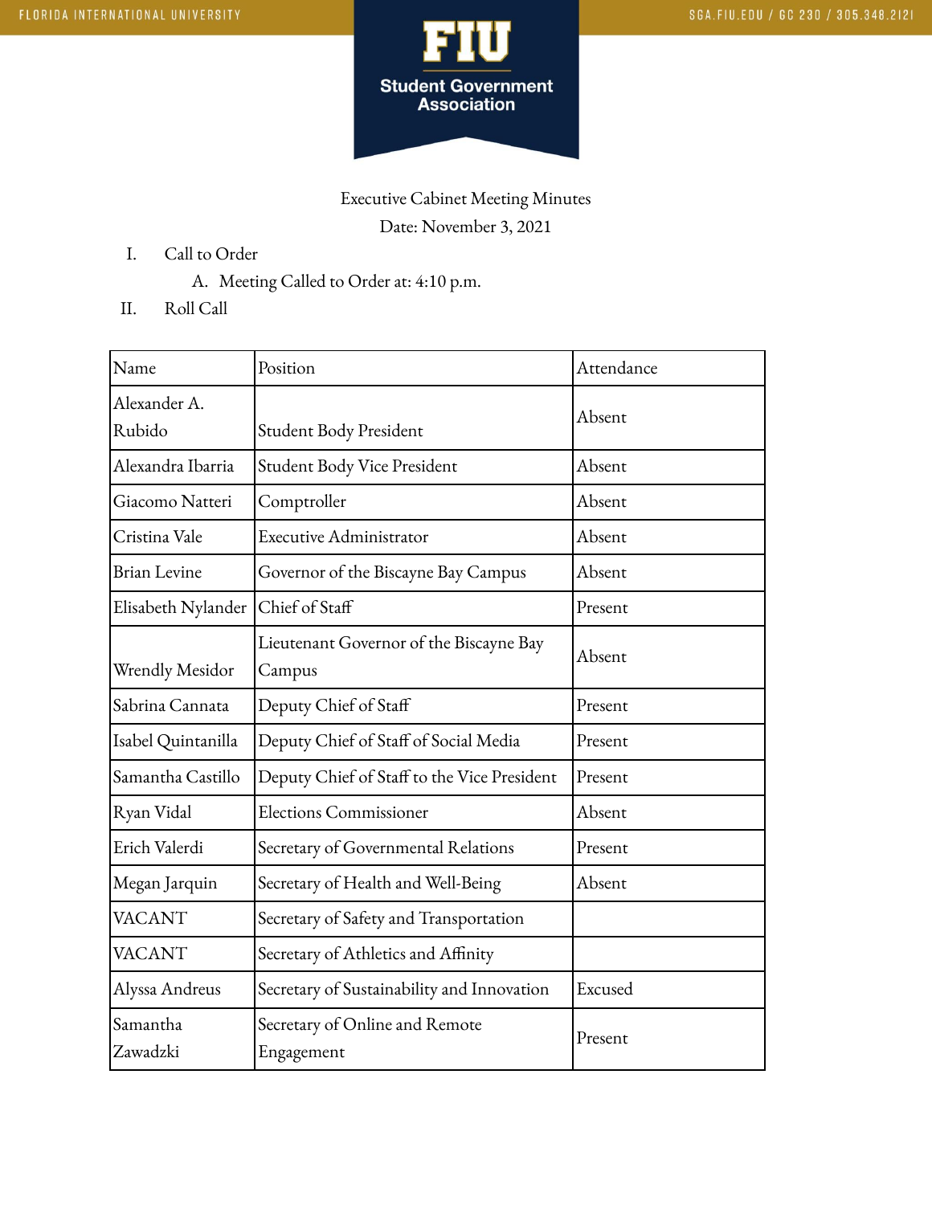Executive Cabinet Meeting Minutes

Date: November 3, 2021

I. Call to Order
   A. Meeting Called to Order at: 4:10 p.m.

II. Roll Call

| Name | Position | Attendance |
|---|---|---|
| Alexander A. Rubido | Student Body President | Absent |
| Alexandra Ibarria | Student Body Vice President | Absent |
| Giacomo Natteri | Comptroller | Absent |
| Cristina Vale | Executive Administrator | Absent |
| Brian Levine | Governor of the Biscayne Bay Campus | Absent |
| Elisabeth Nylander | Chief of Staff | Present |
| Wrendly Mesidor | Lieutenant Governor of the Biscayne Bay Campus | Absent |
| Sabrina Cannata | Deputy Chief of Staff | Present |
| Isabel Quintanilla | Deputy Chief of Staff of Social Media | Present |
| Samantha Castillo | Deputy Chief of Staff to the Vice President | Present |
| Ryan Vidal | Elections Commissioner | Absent |
| Erich Valerdi | Secretary of Governmental Relations | Present |
| Megan Jarquin | Secretary of Health and Well-Being | Absent |
| VACANT | Secretary of Safety and Transportation | |
| VACANT | Secretary of Athletics and Affinity | |
| Alyssa Andreus | Secretary of Sustainability and Innovation | Excused |
| Samantha Zawadzki | Secretary of Online and Remote Engagement | Present |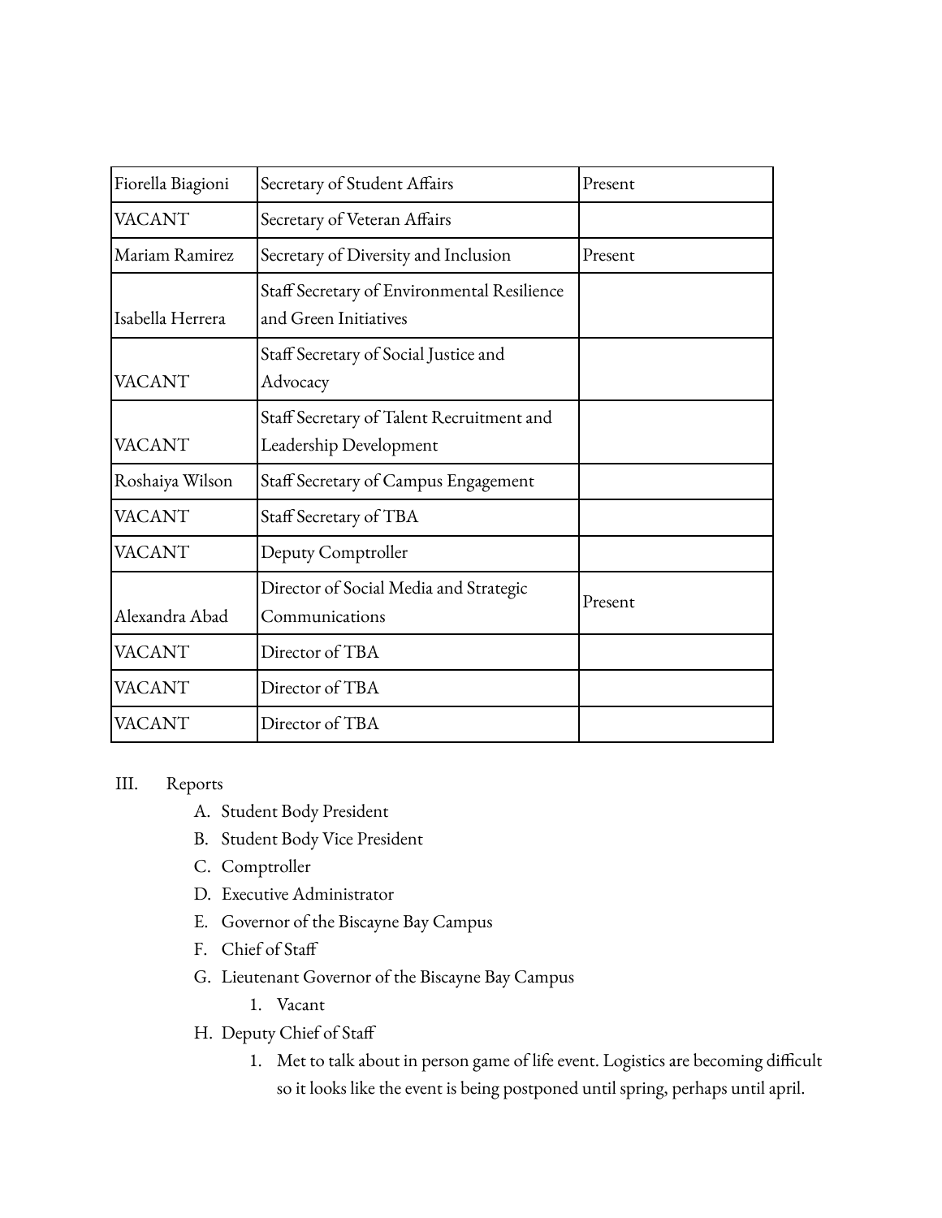| | | |
|---|---|---|
| Fiorella Biagioni | Secretary of Student Affairs | Present |
| VACANT | Secretary of Veteran Affairs | |
| Mariam Ramirez | Secretary of Diversity and Inclusion | Present |
| Isabella Herrera | Staff Secretary of Environmental Resilience and Green Initiatives | |
| VACANT | Staff Secretary of Social Justice and Advocacy | |
| VACANT | Staff Secretary of Talent Recruitment and Leadership Development | |
| Roshaiya Wilson | Staff Secretary of Campus Engagement | |
| VACANT | Staff Secretary of TBA | |
| VACANT | Deputy Comptroller | |
| Alexandra Abad | Director of Social Media and Strategic Communications | Present |
| VACANT | Director of TBA | |
| VACANT | Director of TBA | |
| VACANT | Director of TBA | |

III. Reports

A. Student Body President

B. Student Body Vice President

C. Comptroller

D. Executive Administrator

E. Governor of the Biscayne Bay Campus

F. Chief of Staff

G. Lieutenant Governor of the Biscayne Bay Campus

1. Vacant

H. Deputy Chief of Staff

1. Met to talk about in person game of life event. Logistics are becoming difficult so it looks like the event is being postponed until spring, perhaps until april.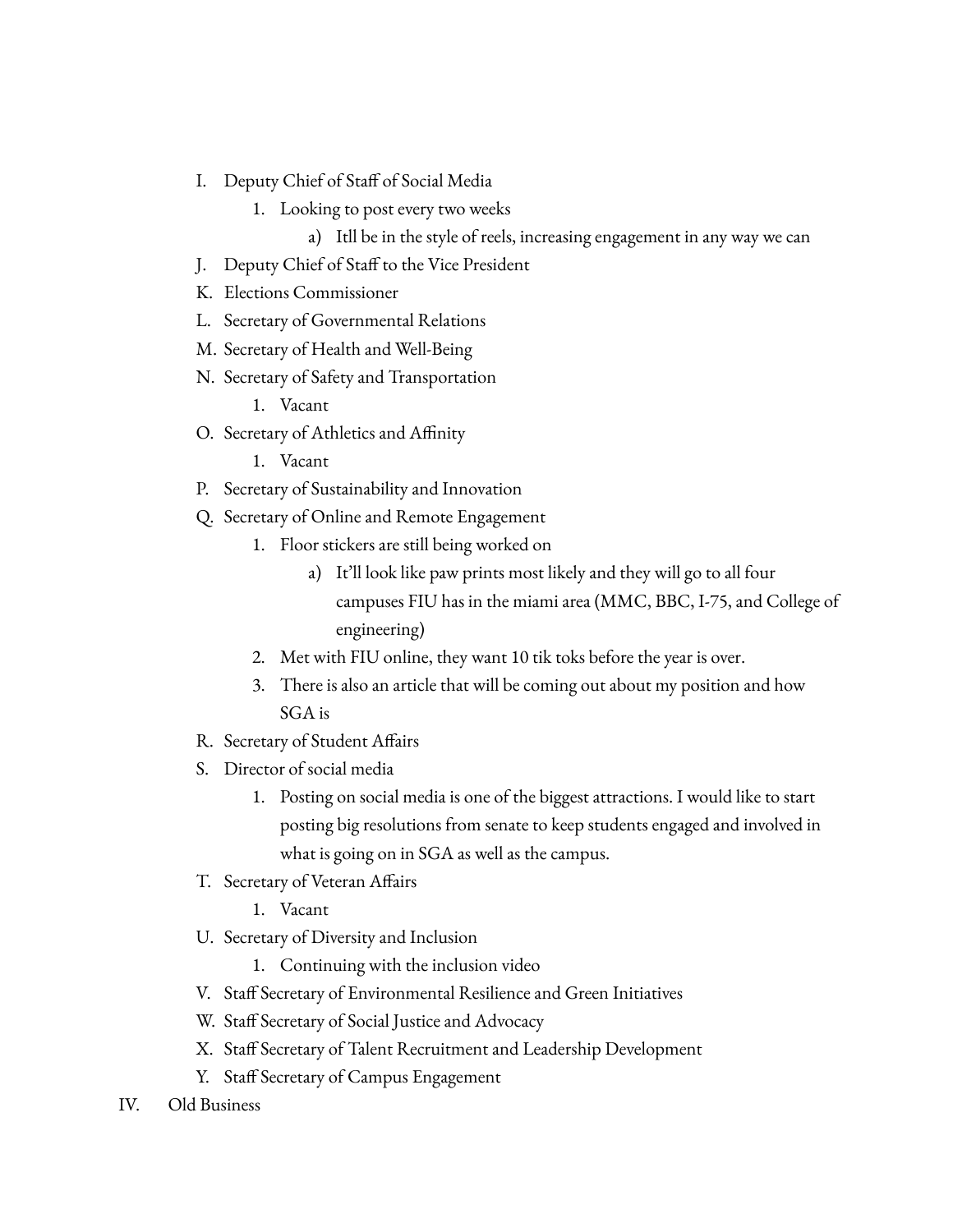I. Deputy Chief of Staff of Social Media
    1. Looking to post every two weeks
        a) Itll be in the style of reels, increasing engagement in any way we can
J. Deputy Chief of Staff to the Vice President
K. Elections Commissioner
L. Secretary of Governmental Relations
M. Secretary of Health and Well-Being
N. Secretary of Safety and Transportation
    1. Vacant
O. Secretary of Athletics and Affinity
    1. Vacant
P. Secretary of Sustainability and Innovation
Q. Secretary of Online and Remote Engagement
    1. Floor stickers are still being worked on
        a) It'll look like paw prints most likely and they will go to all four campuses FIU has in the miami area (MMC, BBC, I-75, and College of engineering)
    2. Met with FIU online, they want 10 tik toks before the year is over.
    3. There is also an article that will be coming out about my position and how SGA is
R. Secretary of Student Affairs
S. Director of social media
    1. Posting on social media is one of the biggest attractions. I would like to start posting big resolutions from senate to keep students engaged and involved in what is going on in SGA as well as the campus.
T. Secretary of Veteran Affairs
    1. Vacant
U. Secretary of Diversity and Inclusion
    1. Continuing with the inclusion video
V. Staff Secretary of Environmental Resilience and Green Initiatives
W. Staff Secretary of Social Justice and Advocacy
X. Staff Secretary of Talent Recruitment and Leadership Development
Y. Staff Secretary of Campus Engagement

IV. Old Business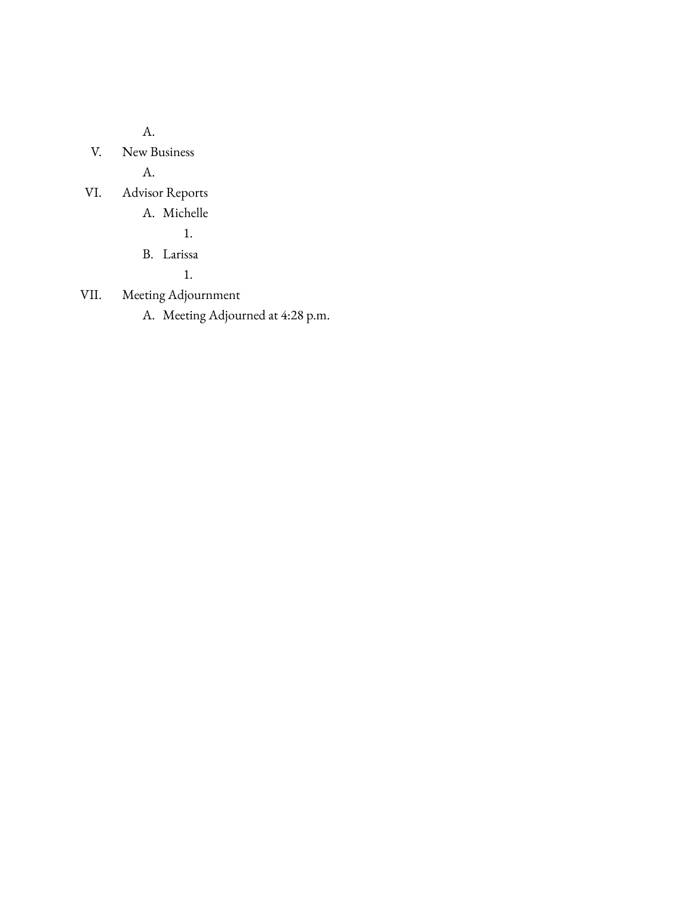A.

V. New Business

   A.

VI. Advisor Reports

   A. Michelle

      1.

   B. Larissa

      1.

VII. Meeting Adjournment

   A. Meeting Adjourned at 4:28 p.m.